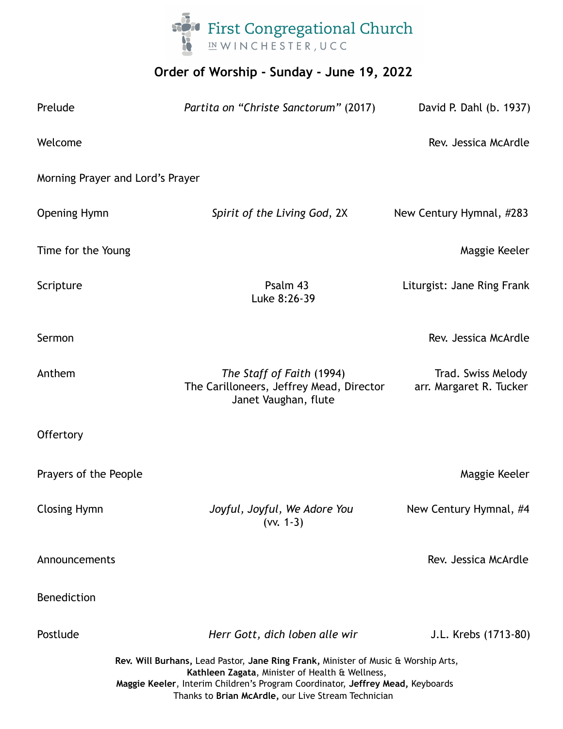# First Congregational Church IN WINCHESTER, UCC

## Order of Worship - Sunday - June 19, 2022

| | | |
|---|---|---|
| Prelude | *Partita on "Christe Sanctorum"* (2017) | David P. Dahl (b. 1937) |
| Welcome | | Rev. Jessica McArdle |
| Morning Prayer and Lord's Prayer | | |
| Opening Hymn | *Spirit of the Living God*, 2X | New Century Hymnal, #283 |
| Time for the Young | | Maggie Keeler |
| Scripture | Psalm 43<br>Luke 8:26-39 | Liturgist: Jane Ring Frank |
| Sermon | | Rev. Jessica McArdle |
| Anthem | *The Staff of Faith* (1994)<br>The Carilloneers, Jeffrey Mead, Director<br>Janet Vaughan, flute | Trad. Swiss Melody<br>arr. Margaret R. Tucker |
| Offertory | | |
| Prayers of the People | | Maggie Keeler |
| Closing Hymn | *Joyful, Joyful, We Adore You*<br>(vv. 1-3) | New Century Hymnal, #4 |
| Announcements | | Rev. Jessica McArdle |
| Benediction | | |
| Postlude | *Herr Gott, dich loben alle wir* | J.L. Krebs (1713-80) |

**Rev. Will Burhans,** Lead Pastor, **Jane Ring Frank,** Minister of Music & Worship Arts, **Kathleen Zagata**, Minister of Health & Wellness, **Maggie Keeler**, Interim Children's Program Coordinator, **Jeffrey Mead,** Keyboards
Thanks to **Brian McArdle,** our Live Stream Technician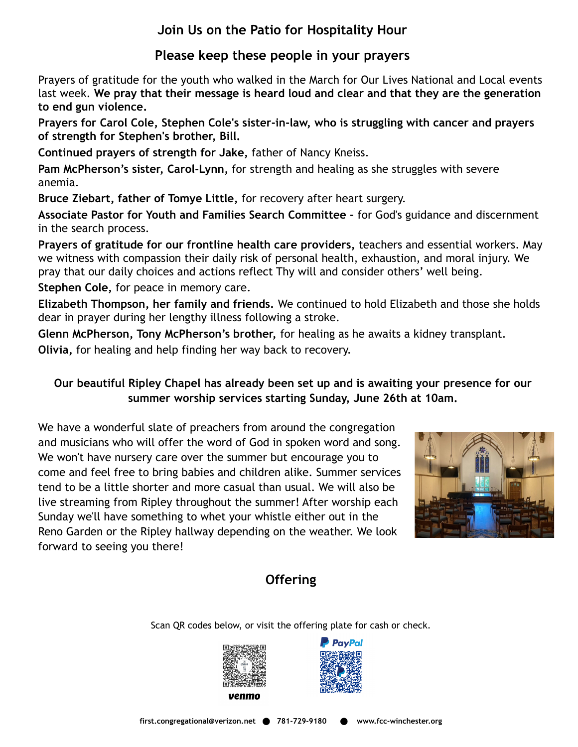## Join Us on the Patio for Hospitality Hour

## Please keep these people in your prayers

Prayers of gratitude for the youth who walked in the March for Our Lives National and Local events last week. **We pray that their message is heard loud and clear and that they are the generation to end gun violence.**

**Prayers for Carol Cole, Stephen Cole's sister-in-law, who is struggling with cancer and prayers of strength for Stephen's brother, Bill.**

**Continued prayers of strength for Jake,** father of Nancy Kneiss.

**Pam McPherson's sister, Carol-Lynn,** for strength and healing as she struggles with severe anemia.

**Bruce Ziebart, father of Tomye Little,** for recovery after heart surgery.

**Associate Pastor for Youth and Families Search Committee -** for God's guidance and discernment in the search process.

**Prayers of gratitude for our frontline health care providers,** teachers and essential workers. May we witness with compassion their daily risk of personal health, exhaustion, and moral injury. We pray that our daily choices and actions reflect Thy will and consider others' well being.

**Stephen Cole,** for peace in memory care.

**Elizabeth Thompson, her family and friends.** We continued to hold Elizabeth and those she holds dear in prayer during her lengthy illness following a stroke.

**Glenn McPherson, Tony McPherson's brother,** for healing as he awaits a kidney transplant.

**Olivia,** for healing and help finding her way back to recovery.

**Our beautiful Ripley Chapel has already been set up and is awaiting your presence for our summer worship services starting Sunday, June 26th at 10am.**

We have a wonderful slate of preachers from around the congregation and musicians who will offer the word of God in spoken word and song. We won't have nursery care over the summer but encourage you to come and feel free to bring babies and children alike. Summer services tend to be a little shorter and more casual than usual. We will also be live streaming from Ripley throughout the summer! After worship each Sunday we'll have something to whet your whistle either out in the Reno Garden or the Ripley hallway depending on the weather. We look forward to seeing you there!

## Offering

Scan QR codes below, or visit the offering plate for cash or check.

venmo

PayPal

first.congregational@verizon.net ● 781-729-9180 ● www.fcc-winchester.org